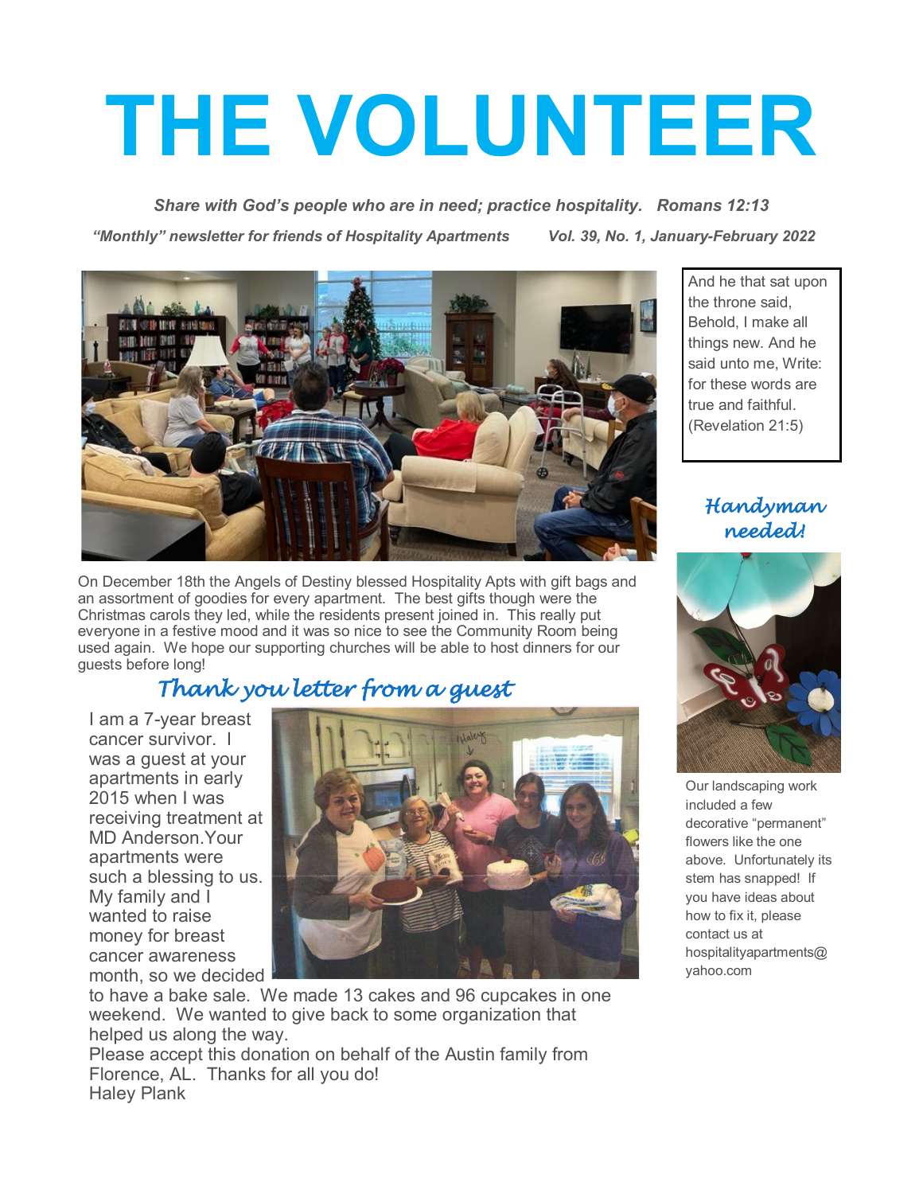# THE VOLUNTEER

***Share with God's people who are in need; practice hospitality. Romans 12:13***

***"Monthly" newsletter for friends of Hospitality Apartments Vol. 39, No. 1, January-February 2022***

On December 18th the Angels of Destiny blessed Hospitality Apts with gift bags and an assortment of goodies for every apartment. The best gifts though were the Christmas carols they led, while the residents present joined in. This really put everyone in a festive mood and it was so nice to see the Community Room being used again. We hope our supporting churches will be able to host dinners for our guests before long!

## *Thank you letter from a guest*

I am a 7-year breast cancer survivor. I was a guest at your apartments in early 2015 when I was receiving treatment at MD Anderson.Your apartments were such a blessing to us. My family and I wanted to raise money for breast cancer awareness month, so we decided to have a bake sale. We made 13 cakes and 96 cupcakes in one weekend. We wanted to give back to some organization that helped us along the way.

Please accept this donation on behalf of the Austin family from Florence, AL. Thanks for all you do!

Haley Plank

---

And he that sat upon the throne said, Behold, I make all things new. And he said unto me, Write: for these words are true and faithful. (Revelation 21:5)

## *Handyman needed!*

Our landscaping work included a few decorative "permanent" flowers like the one above. Unfortunately its stem has snapped! If you have ideas about how to fix it, please contact us at hospitalityapartments@yahoo.com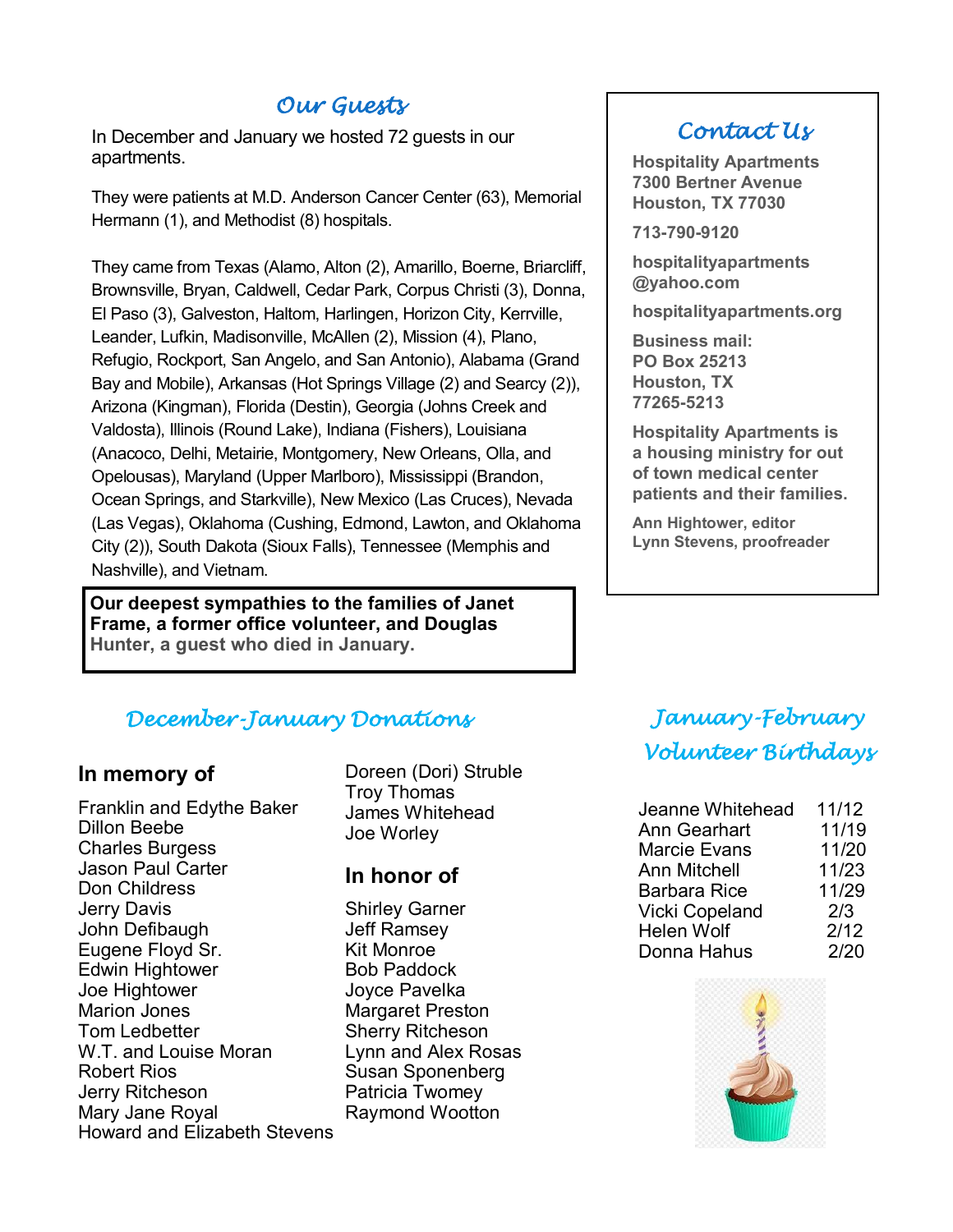## Our Guests

In December and January we hosted 72 guests in our apartments.

They were patients at M.D. Anderson Cancer Center (63), Memorial Hermann (1), and Methodist (8) hospitals.

They came from Texas (Alamo, Alton (2), Amarillo, Boerne, Briarcliff, Brownsville, Bryan, Caldwell, Cedar Park, Corpus Christi (3), Donna, El Paso (3), Galveston, Haltom, Harlingen, Horizon City, Kerrville, Leander, Lufkin, Madisonville, McAllen (2), Mission (4), Plano, Refugio, Rockport, San Angelo, and San Antonio), Alabama (Grand Bay and Mobile), Arkansas (Hot Springs Village (2) and Searcy (2)), Arizona (Kingman), Florida (Destin), Georgia (Johns Creek and Valdosta), Illinois (Round Lake), Indiana (Fishers), Louisiana (Anacoco, Delhi, Metairie, Montgomery, New Orleans, Olla, and Opelousas), Maryland (Upper Marlboro), Mississippi (Brandon, Ocean Springs, and Starkville), New Mexico (Las Cruces), Nevada (Las Vegas), Oklahoma (Cushing, Edmond, Lawton, and Oklahoma City (2)), South Dakota (Sioux Falls), Tennessee (Memphis and Nashville), and Vietnam.

**Our deepest sympathies to the families of Janet Frame, a former office volunteer, and Douglas Hunter, a guest who died in January.**

## Contact Us

**Hospitality Apartments**
**7300 Bertner Avenue**
**Houston, TX 77030**

**713-790-9120**

**hospitalityapartments@yahoo.com**

**hospitalityapartments.org**

**Business mail:**
**PO Box 25213**
**Houston, TX 77265-5213**

**Hospitality Apartments is a housing ministry for out of town medical center patients and their families.**

**Ann Hightower, editor**
**Lynn Stevens, proofreader**

## December-January Donations

### In memory of

Franklin and Edythe Baker
Dillon Beebe
Charles Burgess
Jason Paul Carter
Don Childress
Jerry Davis
John Defibaugh
Eugene Floyd Sr.
Edwin Hightower
Joe Hightower
Marion Jones
Tom Ledbetter
W.T. and Louise Moran
Robert Rios
Jerry Ritcheson
Mary Jane Royal
Howard and Elizabeth Stevens
Doreen (Dori) Struble
Troy Thomas
James Whitehead
Joe Worley

### In honor of

Shirley Garner
Jeff Ramsey
Kit Monroe
Bob Paddock
Joyce Pavelka
Margaret Preston
Sherry Ritcheson
Lynn and Alex Rosas
Susan Sponenberg
Patricia Twomey
Raymond Wootton

## January-February Volunteer Birthdays

| | |
|---|---|
| Jeanne Whitehead | 11/12 |
| Ann Gearhart | 11/19 |
| Marcie Evans | 11/20 |
| Ann Mitchell | 11/23 |
| Barbara Rice | 11/29 |
| Vicki Copeland | 2/3 |
| Helen Wolf | 2/12 |
| Donna Hahus | 2/20 |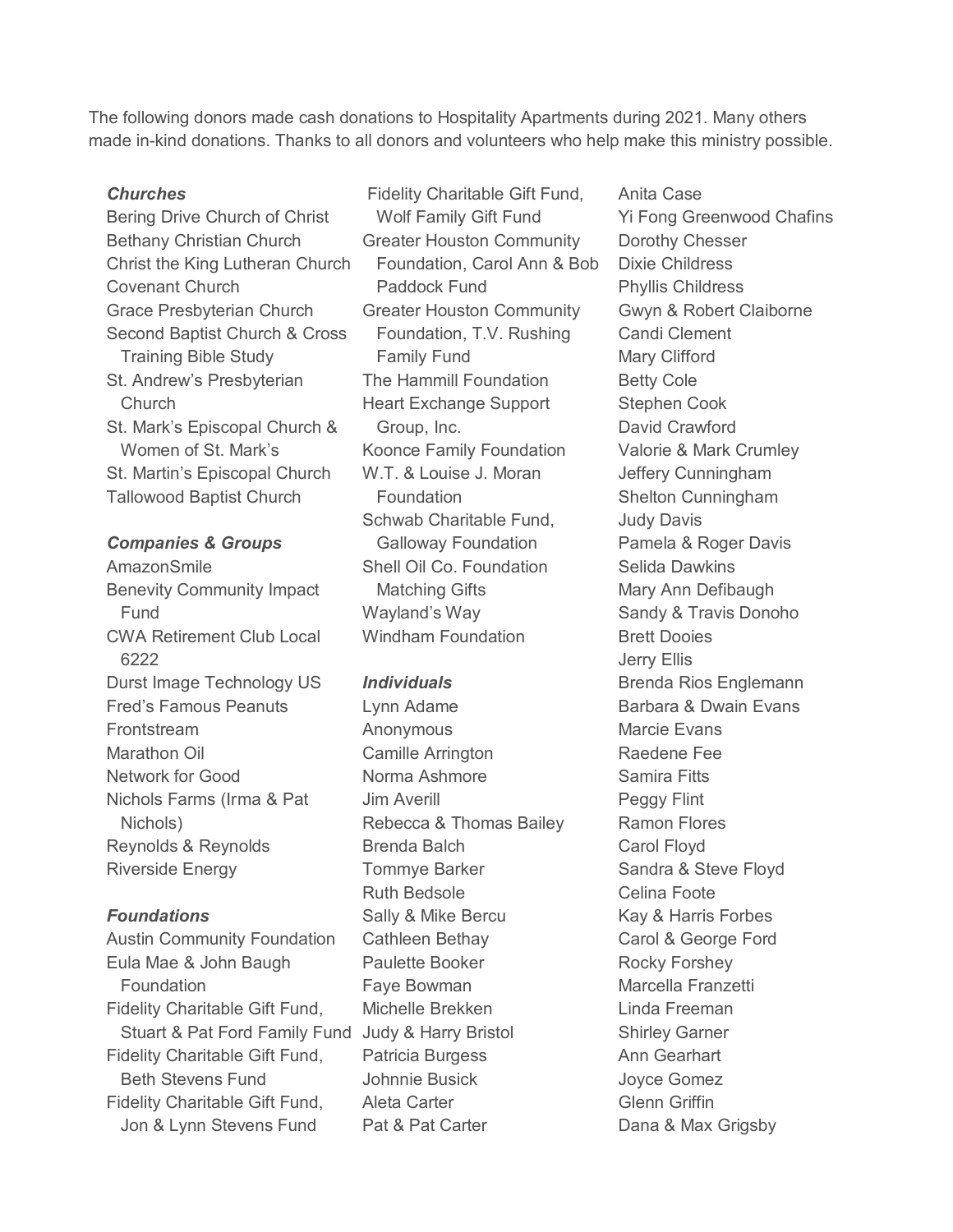The following donors made cash donations to Hospitality Apartments during 2021. Many others made in-kind donations. Thanks to all donors and volunteers who help make this ministry possible.

***Churches***

Bering Drive Church of Christ
Bethany Christian Church
Christ the King Lutheran Church
Covenant Church
Grace Presbyterian Church
Second Baptist Church & Cross Training Bible Study
St. Andrew's Presbyterian Church
St. Mark's Episcopal Church & Women of St. Mark's
St. Martin's Episcopal Church
Tallowood Baptist Church

***Companies & Groups***

AmazonSmile
Benevity Community Impact Fund
CWA Retirement Club Local 6222
Durst Image Technology US
Fred's Famous Peanuts
Frontstream
Marathon Oil
Network for Good
Nichols Farms (Irma & Pat Nichols)
Reynolds & Reynolds
Riverside Energy

***Foundations***

Austin Community Foundation
Eula Mae & John Baugh Foundation
Fidelity Charitable Gift Fund, Stuart & Pat Ford Family Fund
Fidelity Charitable Gift Fund, Beth Stevens Fund
Fidelity Charitable Gift Fund, Jon & Lynn Stevens Fund
Fidelity Charitable Gift Fund, Wolf Family Gift Fund
Greater Houston Community Foundation, Carol Ann & Bob Paddock Fund
Greater Houston Community Foundation, T.V. Rushing Family Fund
The Hammill Foundation
Heart Exchange Support Group, Inc.
Koonce Family Foundation
W.T. & Louise J. Moran Foundation
Schwab Charitable Fund, Galloway Foundation
Shell Oil Co. Foundation Matching Gifts
Wayland's Way
Windham Foundation

***Individuals***

Lynn Adame
Anonymous
Camille Arrington
Norma Ashmore
Jim Averill
Rebecca & Thomas Bailey
Brenda Balch
Tommye Barker
Ruth Bedsole
Sally & Mike Bercu
Cathleen Bethay
Paulette Booker
Faye Bowman
Michelle Brekken
Judy & Harry Bristol
Patricia Burgess
Johnnie Busick
Aleta Carter
Pat & Pat Carter
Anita Case
Yi Fong Greenwood Chafins
Dorothy Chesser
Dixie Childress
Phyllis Childress
Gwyn & Robert Claiborne
Candi Clement
Mary Clifford
Betty Cole
Stephen Cook
David Crawford
Valorie & Mark Crumley
Jeffery Cunningham
Shelton Cunningham
Judy Davis
Pamela & Roger Davis
Selida Dawkins
Mary Ann Defibaugh
Sandy & Travis Donoho
Brett Dooies
Jerry Ellis
Brenda Rios Englemann
Barbara & Dwain Evans
Marcie Evans
Raedene Fee
Samira Fitts
Peggy Flint
Ramon Flores
Carol Floyd
Sandra & Steve Floyd
Celina Foote
Kay & Harris Forbes
Carol & George Ford
Rocky Forshey
Marcella Franzetti
Linda Freeman
Shirley Garner
Ann Gearhart
Joyce Gomez
Glenn Griffin
Dana & Max Grigsby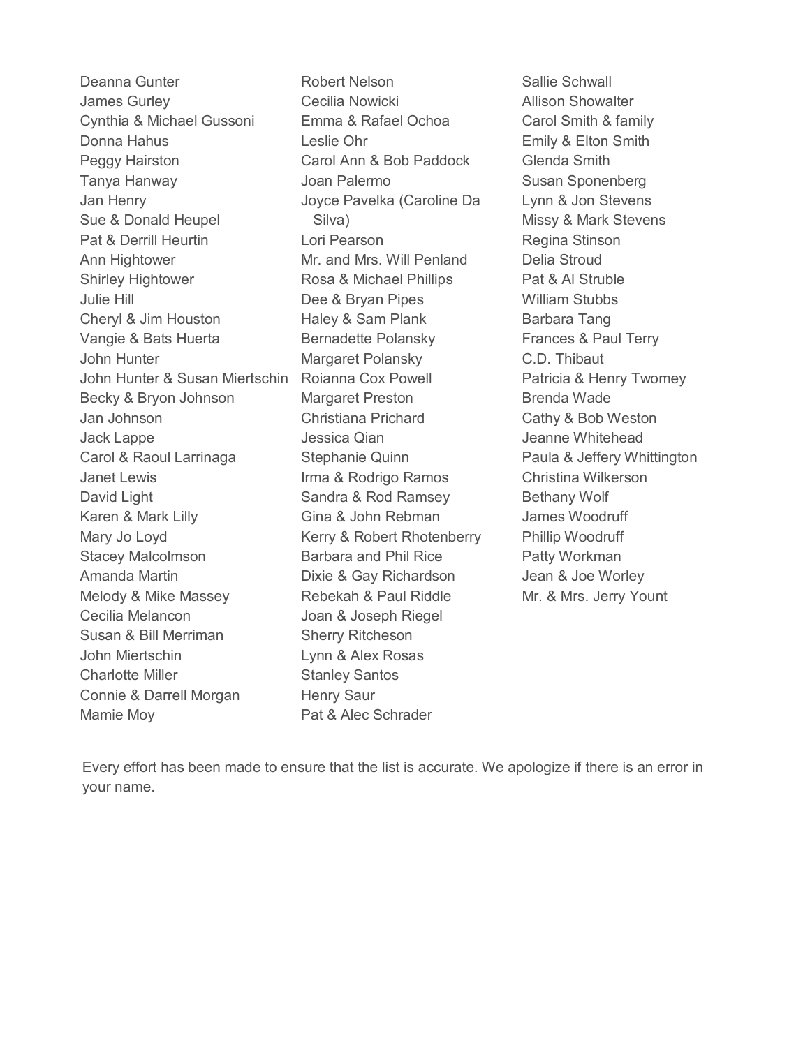Deanna Gunter
James Gurley
Cynthia & Michael Gussoni
Donna Hahus
Peggy Hairston
Tanya Hanway
Jan Henry
Sue & Donald Heupel
Pat & Derrill Heurtin
Ann Hightower
Shirley Hightower
Julie Hill
Cheryl & Jim Houston
Vangie & Bats Huerta
John Hunter
John Hunter & Susan Miertschin
Becky & Bryon Johnson
Jan Johnson
Jack Lappe
Carol & Raoul Larrinaga
Janet Lewis
David Light
Karen & Mark Lilly
Mary Jo Loyd
Stacey Malcolmson
Amanda Martin
Melody & Mike Massey
Cecilia Melancon
Susan & Bill Merriman
John Miertschin
Charlotte Miller
Connie & Darrell Morgan
Mamie Moy
Robert Nelson
Cecilia Nowicki
Emma & Rafael Ochoa
Leslie Ohr
Carol Ann & Bob Paddock
Joan Palermo
Joyce Pavelka (Caroline Da Silva)
Lori Pearson
Mr. and Mrs. Will Penland
Rosa & Michael Phillips
Dee & Bryan Pipes
Haley & Sam Plank
Bernadette Polansky
Margaret Polansky
Roianna Cox Powell
Margaret Preston
Christiana Prichard
Jessica Qian
Stephanie Quinn
Irma & Rodrigo Ramos
Sandra & Rod Ramsey
Gina & John Rebman
Kerry & Robert Rhotenberry
Barbara and Phil Rice
Dixie & Gay Richardson
Rebekah & Paul Riddle
Joan & Joseph Riegel
Sherry Ritcheson
Lynn & Alex Rosas
Stanley Santos
Henry Saur
Pat & Alec Schrader
Sallie Schwall
Allison Showalter
Carol Smith & family
Emily & Elton Smith
Glenda Smith
Susan Sponenberg
Lynn & Jon Stevens
Missy & Mark Stevens
Regina Stinson
Delia Stroud
Pat & Al Struble
William Stubbs
Barbara Tang
Frances & Paul Terry
C.D. Thibaut
Patricia & Henry Twomey
Brenda Wade
Cathy & Bob Weston
Jeanne Whitehead
Paula & Jeffery Whittington
Christina Wilkerson
Bethany Wolf
James Woodruff
Phillip Woodruff
Patty Workman
Jean & Joe Worley
Mr. & Mrs. Jerry Yount

Every effort has been made to ensure that the list is accurate. We apologize if there is an error in your name.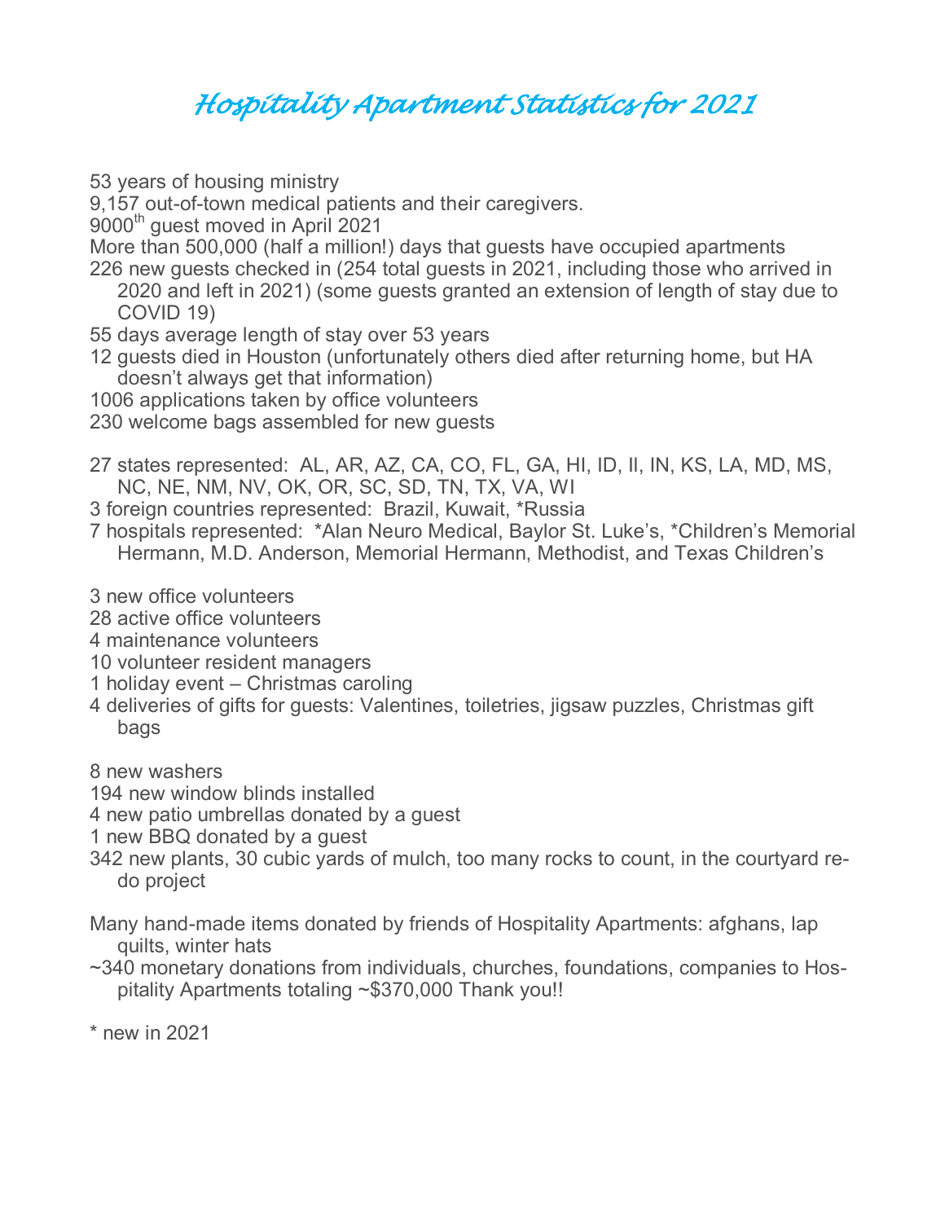# *Hospitality Apartment Statistics for 2021*

53 years of housing ministry
9,157 out-of-town medical patients and their caregivers.
9000th guest moved in April 2021
More than 500,000 (half a million!) days that guests have occupied apartments
226 new guests checked in (254 total guests in 2021, including those who arrived in 2020 and left in 2021) (some guests granted an extension of length of stay due to COVID 19)
55 days average length of stay over 53 years
12 guests died in Houston (unfortunately others died after returning home, but HA doesn't always get that information)
1006 applications taken by office volunteers
230 welcome bags assembled for new guests

27 states represented: AL, AR, AZ, CA, CO, FL, GA, HI, ID, Il, IN, KS, LA, MD, MS, NC, NE, NM, NV, OK, OR, SC, SD, TN, TX, VA, WI
3 foreign countries represented: Brazil, Kuwait, *Russia
7 hospitals represented: *Alan Neuro Medical, Baylor St. Luke's, *Children's Memorial Hermann, M.D. Anderson, Memorial Hermann, Methodist, and Texas Children's

3 new office volunteers
28 active office volunteers
4 maintenance volunteers
10 volunteer resident managers
1 holiday event – Christmas caroling
4 deliveries of gifts for guests: Valentines, toiletries, jigsaw puzzles, Christmas gift bags

8 new washers
194 new window blinds installed
4 new patio umbrellas donated by a guest
1 new BBQ donated by a guest
342 new plants, 30 cubic yards of mulch, too many rocks to count, in the courtyard re-do project

Many hand-made items donated by friends of Hospitality Apartments: afghans, lap quilts, winter hats
~340 monetary donations from individuals, churches, foundations, companies to Hospitality Apartments totaling ~$370,000 Thank you!!

* new in 2021